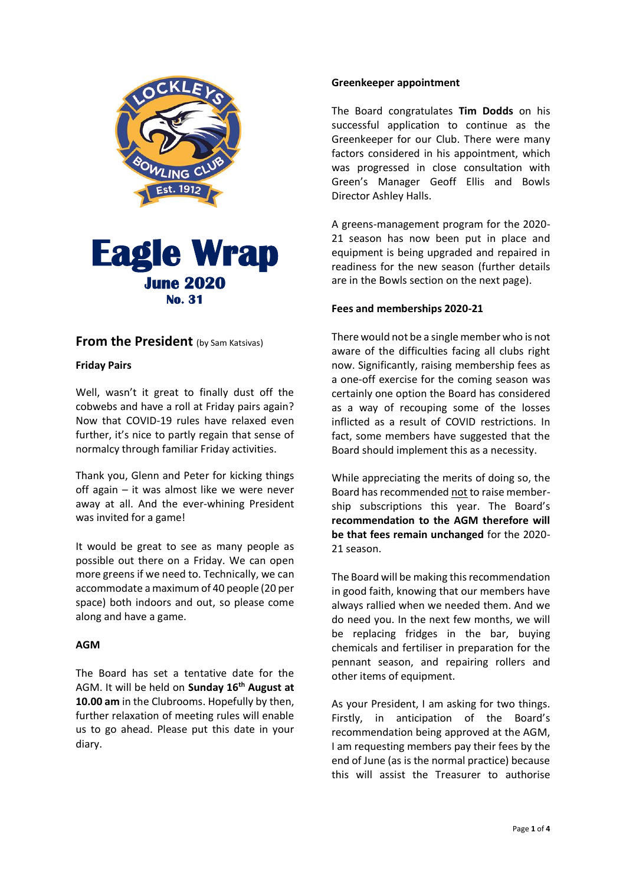# Eagle Wrap

**June 2020**

**No. 31**

## From the President (by Sam Katsivas)

**Friday Pairs**

Well, wasn't it great to finally dust off the cobwebs and have a roll at Friday pairs again? Now that COVID-19 rules have relaxed even further, it's nice to partly regain that sense of normalcy through familiar Friday activities.

Thank you, Glenn and Peter for kicking things off again – it was almost like we were never away at all. And the ever-whining President was invited for a game!

It would be great to see as many people as possible out there on a Friday. We can open more greens if we need to. Technically, we can accommodate a maximum of 40 people (20 per space) both indoors and out, so please come along and have a game.

**AGM**

The Board has set a tentative date for the AGM. It will be held on **Sunday 16th August at 10.00 am** in the Clubrooms. Hopefully by then, further relaxation of meeting rules will enable us to go ahead. Please put this date in your diary.

**Greenkeeper appointment**

The Board congratulates **Tim Dodds** on his successful application to continue as the Greenkeeper for our Club. There were many factors considered in his appointment, which was progressed in close consultation with Green's Manager Geoff Ellis and Bowls Director Ashley Halls.

A greens-management program for the 2020-21 season has now been put in place and equipment is being upgraded and repaired in readiness for the new season (further details are in the Bowls section on the next page).

**Fees and memberships 2020-21**

There would not be a single member who is not aware of the difficulties facing all clubs right now. Significantly, raising membership fees as a one-off exercise for the coming season was certainly one option the Board has considered as a way of recouping some of the losses inflicted as a result of COVID restrictions. In fact, some members have suggested that the Board should implement this as a necessity.

While appreciating the merits of doing so, the Board has recommended not to raise membership subscriptions this year. The Board's **recommendation to the AGM therefore will be that fees remain unchanged** for the 2020-21 season.

The Board will be making this recommendation in good faith, knowing that our members have always rallied when we needed them. And we do need you. In the next few months, we will be replacing fridges in the bar, buying chemicals and fertiliser in preparation for the pennant season, and repairing rollers and other items of equipment.

As your President, I am asking for two things. Firstly, in anticipation of the Board's recommendation being approved at the AGM, I am requesting members pay their fees by the end of June (as is the normal practice) because this will assist the Treasurer to authorise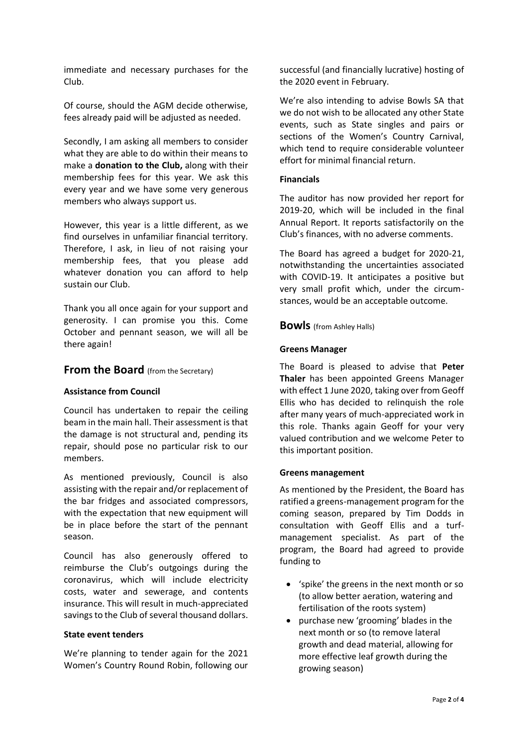immediate and necessary purchases for the Club.

Of course, should the AGM decide otherwise, fees already paid will be adjusted as needed.

Secondly, I am asking all members to consider what they are able to do within their means to make a **donation to the Club,** along with their membership fees for this year. We ask this every year and we have some very generous members who always support us.

However, this year is a little different, as we find ourselves in unfamiliar financial territory. Therefore, I ask, in lieu of not raising your membership fees, that you please add whatever donation you can afford to help sustain our Club.

Thank you all once again for your support and generosity. I can promise you this. Come October and pennant season, we will all be there again!

## From the Board (from the Secretary)

**Assistance from Council**

Council has undertaken to repair the ceiling beam in the main hall. Their assessment is that the damage is not structural and, pending its repair, should pose no particular risk to our members.

As mentioned previously, Council is also assisting with the repair and/or replacement of the bar fridges and associated compressors, with the expectation that new equipment will be in place before the start of the pennant season.

Council has also generously offered to reimburse the Club's outgoings during the coronavirus, which will include electricity costs, water and sewerage, and contents insurance. This will result in much-appreciated savings to the Club of several thousand dollars.

**State event tenders**

We're planning to tender again for the 2021 Women's Country Round Robin, following our successful (and financially lucrative) hosting of the 2020 event in February.

We're also intending to advise Bowls SA that we do not wish to be allocated any other State events, such as State singles and pairs or sections of the Women's Country Carnival, which tend to require considerable volunteer effort for minimal financial return.

**Financials**

The auditor has now provided her report for 2019-20, which will be included in the final Annual Report. It reports satisfactorily on the Club's finances, with no adverse comments.

The Board has agreed a budget for 2020-21, notwithstanding the uncertainties associated with COVID-19. It anticipates a positive but very small profit which, under the circumstances, would be an acceptable outcome.

## Bowls (from Ashley Halls)

**Greens Manager**

The Board is pleased to advise that **Peter Thaler** has been appointed Greens Manager with effect 1 June 2020, taking over from Geoff Ellis who has decided to relinquish the role after many years of much-appreciated work in this role. Thanks again Geoff for your very valued contribution and we welcome Peter to this important position.

**Greens management**

As mentioned by the President, the Board has ratified a greens-management program for the coming season, prepared by Tim Dodds in consultation with Geoff Ellis and a turf-management specialist. As part of the program, the Board had agreed to provide funding to

- 'spike' the greens in the next month or so (to allow better aeration, watering and fertilisation of the roots system)
- purchase new 'grooming' blades in the next month or so (to remove lateral growth and dead material, allowing for more effective leaf growth during the growing season)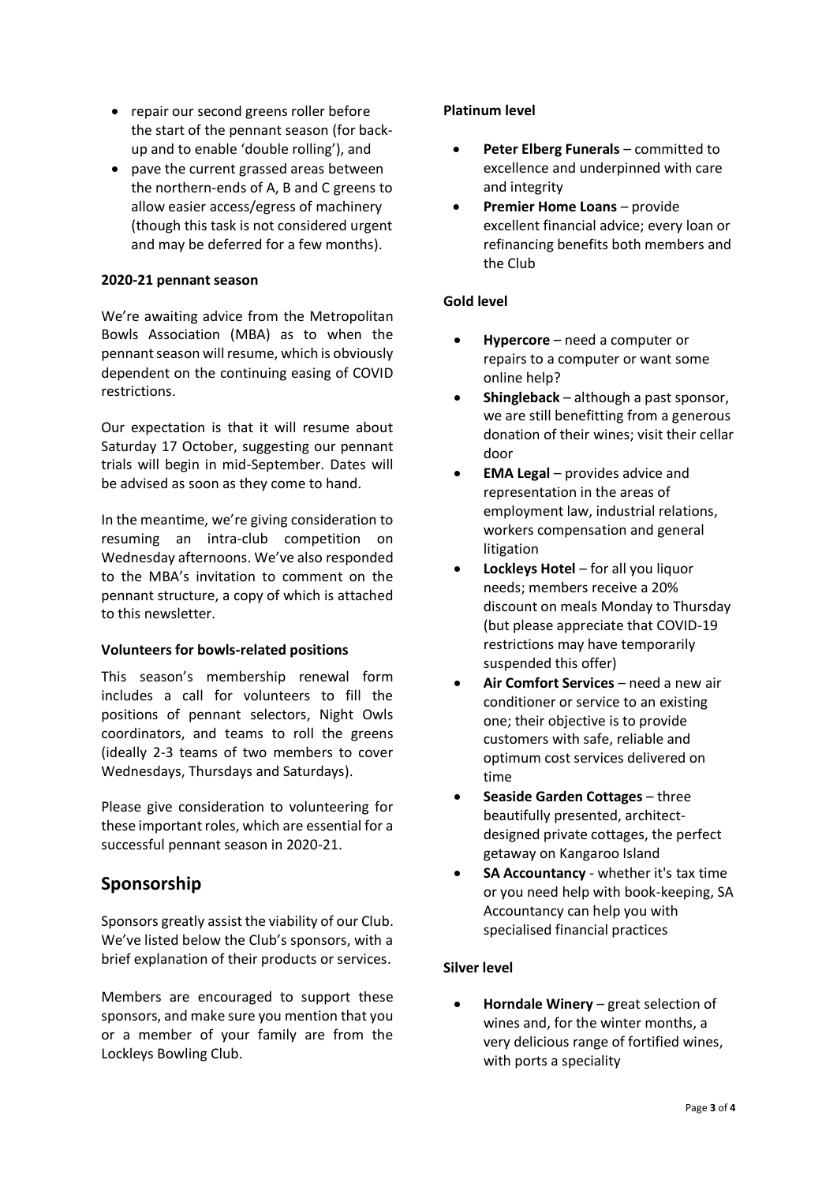- repair our second greens roller before the start of the pennant season (for back-up and to enable 'double rolling'), and
- pave the current grassed areas between the northern-ends of A, B and C greens to allow easier access/egress of machinery (though this task is not considered urgent and may be deferred for a few months).

**2020-21 pennant season**

We're awaiting advice from the Metropolitan Bowls Association (MBA) as to when the pennant season will resume, which is obviously dependent on the continuing easing of COVID restrictions.

Our expectation is that it will resume about Saturday 17 October, suggesting our pennant trials will begin in mid-September. Dates will be advised as soon as they come to hand.

In the meantime, we're giving consideration to resuming an intra-club competition on Wednesday afternoons. We've also responded to the MBA's invitation to comment on the pennant structure, a copy of which is attached to this newsletter.

**Volunteers for bowls-related positions**

This season's membership renewal form includes a call for volunteers to fill the positions of pennant selectors, Night Owls coordinators, and teams to roll the greens (ideally 2-3 teams of two members to cover Wednesdays, Thursdays and Saturdays).

Please give consideration to volunteering for these important roles, which are essential for a successful pennant season in 2020-21.

## Sponsorship

Sponsors greatly assist the viability of our Club. We've listed below the Club's sponsors, with a brief explanation of their products or services.

Members are encouraged to support these sponsors, and make sure you mention that you or a member of your family are from the Lockleys Bowling Club.

**Platinum level**

- **Peter Elberg Funerals** – committed to excellence and underpinned with care and integrity
- **Premier Home Loans** – provide excellent financial advice; every loan or refinancing benefits both members and the Club

**Gold level**

- **Hypercore** – need a computer or repairs to a computer or want some online help?
- **Shingleback** – although a past sponsor, we are still benefitting from a generous donation of their wines; visit their cellar door
- **EMA Legal** – provides advice and representation in the areas of employment law, industrial relations, workers compensation and general litigation
- **Lockleys Hotel** – for all you liquor needs; members receive a 20% discount on meals Monday to Thursday (but please appreciate that COVID-19 restrictions may have temporarily suspended this offer)
- **Air Comfort Services** – need a new air conditioner or service to an existing one; their objective is to provide customers with safe, reliable and optimum cost services delivered on time
- **Seaside Garden Cottages** – three beautifully presented, architect-designed private cottages, the perfect getaway on Kangaroo Island
- **SA Accountancy** - whether it's tax time or you need help with book-keeping, SA Accountancy can help you with specialised financial practices

**Silver level**

- **Horndale Winery** – great selection of wines and, for the winter months, a very delicious range of fortified wines, with ports a speciality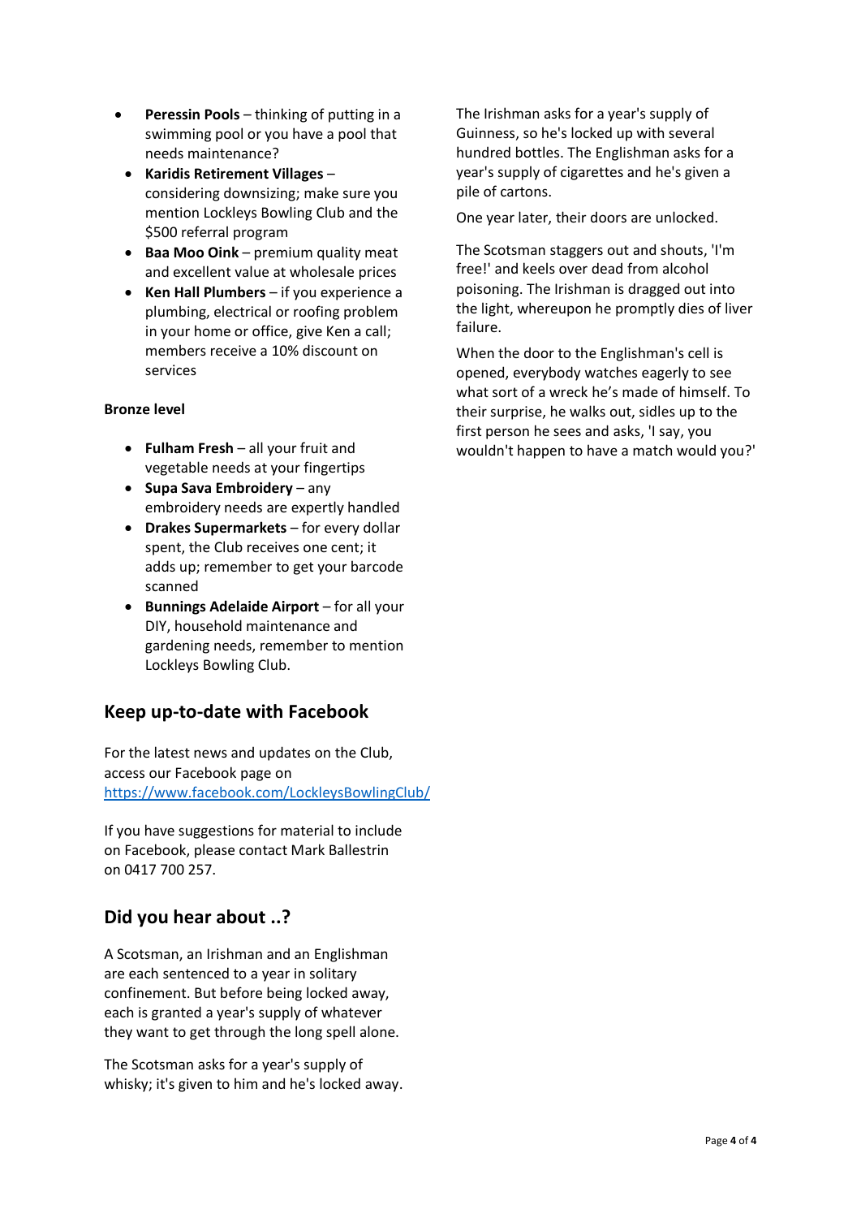- **Peressin Pools** – thinking of putting in a swimming pool or you have a pool that needs maintenance?
- **Karidis Retirement Villages** – considering downsizing; make sure you mention Lockleys Bowling Club and the $500 referral program
- **Baa Moo Oink** – premium quality meat and excellent value at wholesale prices
- **Ken Hall Plumbers** – if you experience a plumbing, electrical or roofing problem in your home or office, give Ken a call; members receive a 10% discount on services

**Bronze level**

- **Fulham Fresh** – all your fruit and vegetable needs at your fingertips
- **Supa Sava Embroidery** – any embroidery needs are expertly handled
- **Drakes Supermarkets** – for every dollar spent, the Club receives one cent; it adds up; remember to get your barcode scanned
- **Bunnings Adelaide Airport** – for all your DIY, household maintenance and gardening needs, remember to mention Lockleys Bowling Club.

## Keep up-to-date with Facebook

For the latest news and updates on the Club, access our Facebook page on https://www.facebook.com/LockleysBowlingClub/

If you have suggestions for material to include on Facebook, please contact Mark Ballestrin on 0417 700 257.

## Did you hear about ..?

A Scotsman, an Irishman and an Englishman are each sentenced to a year in solitary confinement. But before being locked away, each is granted a year's supply of whatever they want to get through the long spell alone.

The Scotsman asks for a year's supply of whisky; it's given to him and he's locked away. The Irishman asks for a year's supply of Guinness, so he's locked up with several hundred bottles. The Englishman asks for a year's supply of cigarettes and he's given a pile of cartons.

One year later, their doors are unlocked.

The Scotsman staggers out and shouts, 'I'm free!' and keels over dead from alcohol poisoning. The Irishman is dragged out into the light, whereupon he promptly dies of liver failure.

When the door to the Englishman's cell is opened, everybody watches eagerly to see what sort of a wreck he's made of himself. To their surprise, he walks out, sidles up to the first person he sees and asks, 'I say, you wouldn't happen to have a match would you?'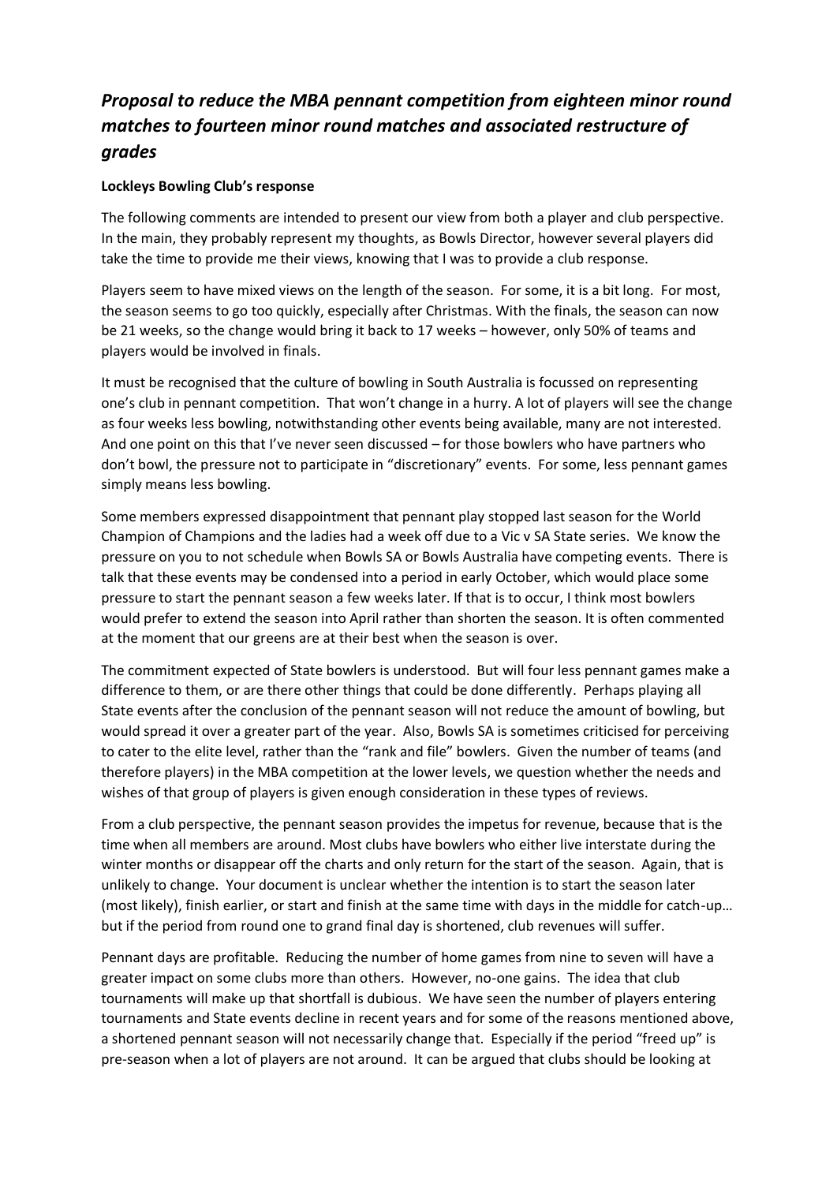## *Proposal to reduce the MBA pennant competition from eighteen minor round matches to fourteen minor round matches and associated restructure of grades*

**Lockleys Bowling Club's response**

The following comments are intended to present our view from both a player and club perspective. In the main, they probably represent my thoughts, as Bowls Director, however several players did take the time to provide me their views, knowing that I was to provide a club response.

Players seem to have mixed views on the length of the season. For some, it is a bit long. For most, the season seems to go too quickly, especially after Christmas. With the finals, the season can now be 21 weeks, so the change would bring it back to 17 weeks – however, only 50% of teams and players would be involved in finals.

It must be recognised that the culture of bowling in South Australia is focussed on representing one's club in pennant competition. That won't change in a hurry. A lot of players will see the change as four weeks less bowling, notwithstanding other events being available, many are not interested. And one point on this that I've never seen discussed – for those bowlers who have partners who don't bowl, the pressure not to participate in "discretionary" events. For some, less pennant games simply means less bowling.

Some members expressed disappointment that pennant play stopped last season for the World Champion of Champions and the ladies had a week off due to a Vic v SA State series. We know the pressure on you to not schedule when Bowls SA or Bowls Australia have competing events. There is talk that these events may be condensed into a period in early October, which would place some pressure to start the pennant season a few weeks later. If that is to occur, I think most bowlers would prefer to extend the season into April rather than shorten the season. It is often commented at the moment that our greens are at their best when the season is over.

The commitment expected of State bowlers is understood. But will four less pennant games make a difference to them, or are there other things that could be done differently. Perhaps playing all State events after the conclusion of the pennant season will not reduce the amount of bowling, but would spread it over a greater part of the year. Also, Bowls SA is sometimes criticised for perceiving to cater to the elite level, rather than the "rank and file" bowlers. Given the number of teams (and therefore players) in the MBA competition at the lower levels, we question whether the needs and wishes of that group of players is given enough consideration in these types of reviews.

From a club perspective, the pennant season provides the impetus for revenue, because that is the time when all members are around. Most clubs have bowlers who either live interstate during the winter months or disappear off the charts and only return for the start of the season. Again, that is unlikely to change. Your document is unclear whether the intention is to start the season later (most likely), finish earlier, or start and finish at the same time with days in the middle for catch-up… but if the period from round one to grand final day is shortened, club revenues will suffer.

Pennant days are profitable. Reducing the number of home games from nine to seven will have a greater impact on some clubs more than others. However, no-one gains. The idea that club tournaments will make up that shortfall is dubious. We have seen the number of players entering tournaments and State events decline in recent years and for some of the reasons mentioned above, a shortened pennant season will not necessarily change that. Especially if the period "freed up" is pre-season when a lot of players are not around. It can be argued that clubs should be looking at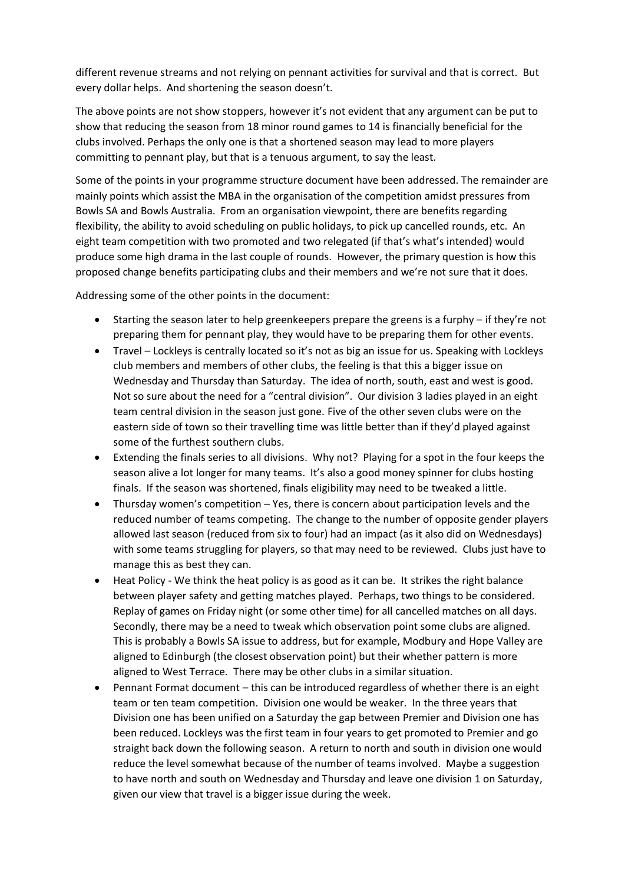different revenue streams and not relying on pennant activities for survival and that is correct. But every dollar helps. And shortening the season doesn't.

The above points are not show stoppers, however it's not evident that any argument can be put to show that reducing the season from 18 minor round games to 14 is financially beneficial for the clubs involved. Perhaps the only one is that a shortened season may lead to more players committing to pennant play, but that is a tenuous argument, to say the least.

Some of the points in your programme structure document have been addressed. The remainder are mainly points which assist the MBA in the organisation of the competition amidst pressures from Bowls SA and Bowls Australia. From an organisation viewpoint, there are benefits regarding flexibility, the ability to avoid scheduling on public holidays, to pick up cancelled rounds, etc. An eight team competition with two promoted and two relegated (if that's what's intended) would produce some high drama in the last couple of rounds. However, the primary question is how this proposed change benefits participating clubs and their members and we're not sure that it does.

Addressing some of the other points in the document:

- Starting the season later to help greenkeepers prepare the greens is a furphy – if they're not preparing them for pennant play, they would have to be preparing them for other events.
- Travel – Lockleys is centrally located so it's not as big an issue for us. Speaking with Lockleys club members and members of other clubs, the feeling is that this a bigger issue on Wednesday and Thursday than Saturday. The idea of north, south, east and west is good. Not so sure about the need for a "central division". Our division 3 ladies played in an eight team central division in the season just gone. Five of the other seven clubs were on the eastern side of town so their travelling time was little better than if they'd played against some of the furthest southern clubs.
- Extending the finals series to all divisions. Why not? Playing for a spot in the four keeps the season alive a lot longer for many teams. It's also a good money spinner for clubs hosting finals. If the season was shortened, finals eligibility may need to be tweaked a little.
- Thursday women's competition – Yes, there is concern about participation levels and the reduced number of teams competing. The change to the number of opposite gender players allowed last season (reduced from six to four) had an impact (as it also did on Wednesdays) with some teams struggling for players, so that may need to be reviewed. Clubs just have to manage this as best they can.
- Heat Policy - We think the heat policy is as good as it can be. It strikes the right balance between player safety and getting matches played. Perhaps, two things to be considered. Replay of games on Friday night (or some other time) for all cancelled matches on all days. Secondly, there may be a need to tweak which observation point some clubs are aligned. This is probably a Bowls SA issue to address, but for example, Modbury and Hope Valley are aligned to Edinburgh (the closest observation point) but their whether pattern is more aligned to West Terrace. There may be other clubs in a similar situation.
- Pennant Format document – this can be introduced regardless of whether there is an eight team or ten team competition. Division one would be weaker. In the three years that Division one has been unified on a Saturday the gap between Premier and Division one has been reduced. Lockleys was the first team in four years to get promoted to Premier and go straight back down the following season. A return to north and south in division one would reduce the level somewhat because of the number of teams involved. Maybe a suggestion to have north and south on Wednesday and Thursday and leave one division 1 on Saturday, given our view that travel is a bigger issue during the week.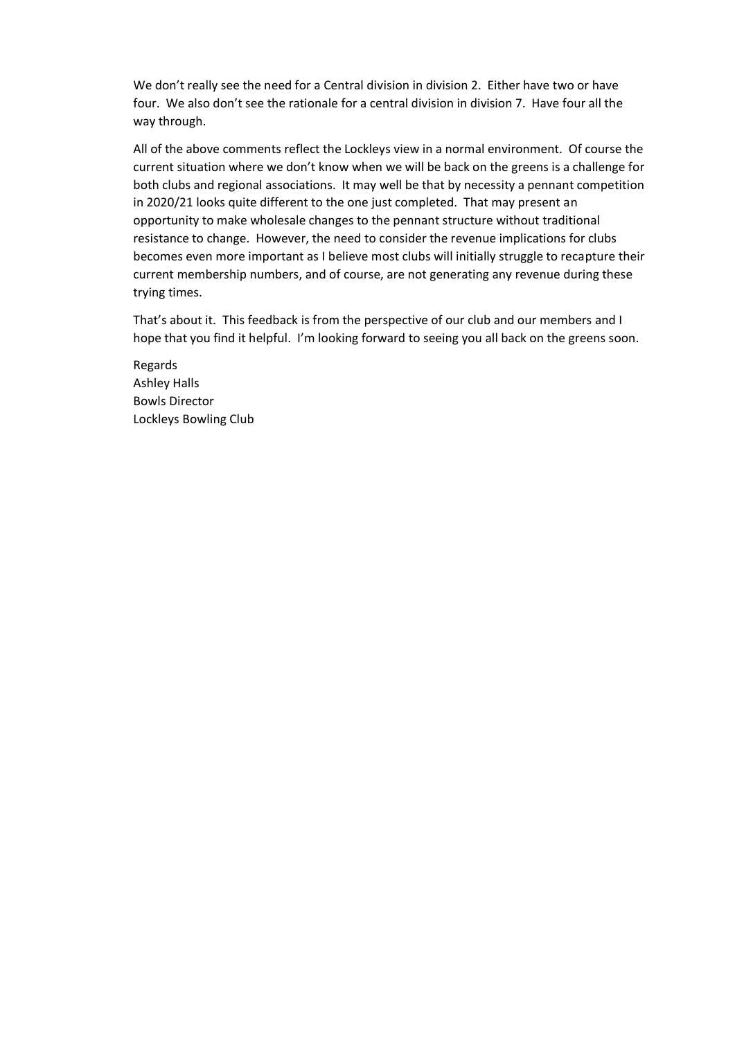We don't really see the need for a Central division in division 2. Either have two or have four. We also don't see the rationale for a central division in division 7. Have four all the way through.

All of the above comments reflect the Lockleys view in a normal environment. Of course the current situation where we don't know when we will be back on the greens is a challenge for both clubs and regional associations. It may well be that by necessity a pennant competition in 2020/21 looks quite different to the one just completed. That may present an opportunity to make wholesale changes to the pennant structure without traditional resistance to change. However, the need to consider the revenue implications for clubs becomes even more important as I believe most clubs will initially struggle to recapture their current membership numbers, and of course, are not generating any revenue during these trying times.

That's about it. This feedback is from the perspective of our club and our members and I hope that you find it helpful. I'm looking forward to seeing you all back on the greens soon.

Regards
Ashley Halls
Bowls Director
Lockleys Bowling Club